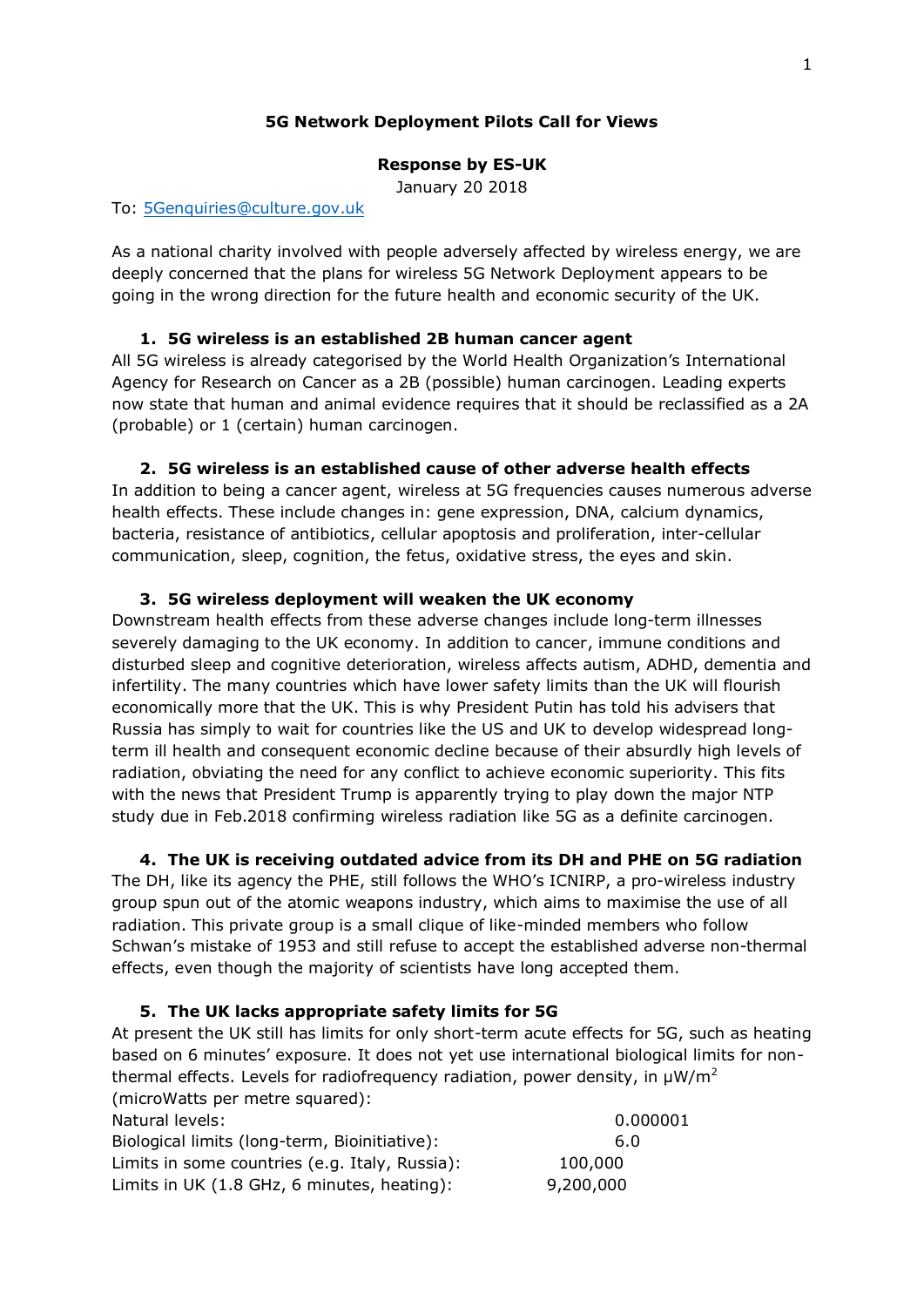**5G Network Deployment Pilots Call for Views**

**Response by ES-UK**

January 20 2018

To: 5Genquiries@culture.gov.uk

As a national charity involved with people adversely affected by wireless energy, we are deeply concerned that the plans for wireless 5G Network Deployment appears to be going in the wrong direction for the future health and economic security of the UK.

1. **5G wireless is an established 2B human cancer agent**

All 5G wireless is already categorised by the World Health Organization's International Agency for Research on Cancer as a 2B (possible) human carcinogen. Leading experts now state that human and animal evidence requires that it should be reclassified as a 2A (probable) or 1 (certain) human carcinogen.

2. **5G wireless is an established cause of other adverse health effects**

In addition to being a cancer agent, wireless at 5G frequencies causes numerous adverse health effects. These include changes in: gene expression, DNA, calcium dynamics, bacteria, resistance of antibiotics, cellular apoptosis and proliferation, inter-cellular communication, sleep, cognition, the fetus, oxidative stress, the eyes and skin.

3. **5G wireless deployment will weaken the UK economy**

Downstream health effects from these adverse changes include long-term illnesses severely damaging to the UK economy. In addition to cancer, immune conditions and disturbed sleep and cognitive deterioration, wireless affects autism, ADHD, dementia and infertility. The many countries which have lower safety limits than the UK will flourish economically more that the UK. This is why President Putin has told his advisers that Russia has simply to wait for countries like the US and UK to develop widespread long-term ill health and consequent economic decline because of their absurdly high levels of radiation, obviating the need for any conflict to achieve economic superiority. This fits with the news that President Trump is apparently trying to play down the major NTP study due in Feb.2018 confirming wireless radiation like 5G as a definite carcinogen.

4. **The UK is receiving outdated advice from its DH and PHE on 5G radiation**

The DH, like its agency the PHE, still follows the WHO's ICNIRP, a pro-wireless industry group spun out of the atomic weapons industry, which aims to maximise the use of all radiation. This private group is a small clique of like-minded members who follow Schwan's mistake of 1953 and still refuse to accept the established adverse non-thermal effects, even though the majority of scientists have long accepted them.

5. **The UK lacks appropriate safety limits for 5G**

At present the UK still has limits for only short-term acute effects for 5G, such as heating based on 6 minutes' exposure. It does not yet use international biological limits for non-thermal effects. Levels for radiofrequency radiation, power density, in μW/m$^2$ (microWatts per metre squared):

| | |
|---|---|
| Natural levels: | 0.000001 |
| Biological limits (long-term, Bioinitiative): | 6.0 |
| Limits in some countries (e.g. Italy, Russia): | 100,000 |
| Limits in UK (1.8 GHz, 6 minutes, heating): | 9,200,000 |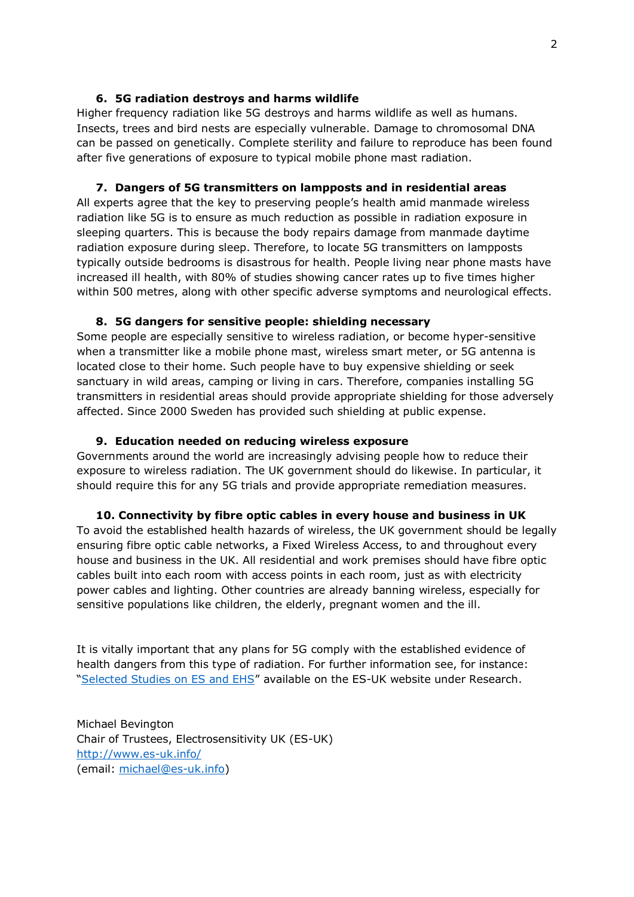### 6. 5G radiation destroys and harms wildlife

Higher frequency radiation like 5G destroys and harms wildlife as well as humans. Insects, trees and bird nests are especially vulnerable. Damage to chromosomal DNA can be passed on genetically. Complete sterility and failure to reproduce has been found after five generations of exposure to typical mobile phone mast radiation.

### 7. Dangers of 5G transmitters on lampposts and in residential areas

All experts agree that the key to preserving people's health amid manmade wireless radiation like 5G is to ensure as much reduction as possible in radiation exposure in sleeping quarters. This is because the body repairs damage from manmade daytime radiation exposure during sleep. Therefore, to locate 5G transmitters on lampposts typically outside bedrooms is disastrous for health. People living near phone masts have increased ill health, with 80% of studies showing cancer rates up to five times higher within 500 metres, along with other specific adverse symptoms and neurological effects.

### 8. 5G dangers for sensitive people: shielding necessary

Some people are especially sensitive to wireless radiation, or become hyper-sensitive when a transmitter like a mobile phone mast, wireless smart meter, or 5G antenna is located close to their home. Such people have to buy expensive shielding or seek sanctuary in wild areas, camping or living in cars. Therefore, companies installing 5G transmitters in residential areas should provide appropriate shielding for those adversely affected. Since 2000 Sweden has provided such shielding at public expense.

### 9. Education needed on reducing wireless exposure

Governments around the world are increasingly advising people how to reduce their exposure to wireless radiation. The UK government should do likewise. In particular, it should require this for any 5G trials and provide appropriate remediation measures.

### 10. Connectivity by fibre optic cables in every house and business in UK

To avoid the established health hazards of wireless, the UK government should be legally ensuring fibre optic cable networks, a Fixed Wireless Access, to and throughout every house and business in the UK. All residential and work premises should have fibre optic cables built into each room with access points in each room, just as with electricity power cables and lighting. Other countries are already banning wireless, especially for sensitive populations like children, the elderly, pregnant women and the ill.

It is vitally important that any plans for 5G comply with the established evidence of health dangers from this type of radiation. For further information see, for instance: "[Selected Studies on ES and EHS]" available on the ES-UK website under Research.

Michael Bevington
Chair of Trustees, Electrosensitivity UK (ES-UK)
http://www.es-uk.info/
(email: michael@es-uk.info)